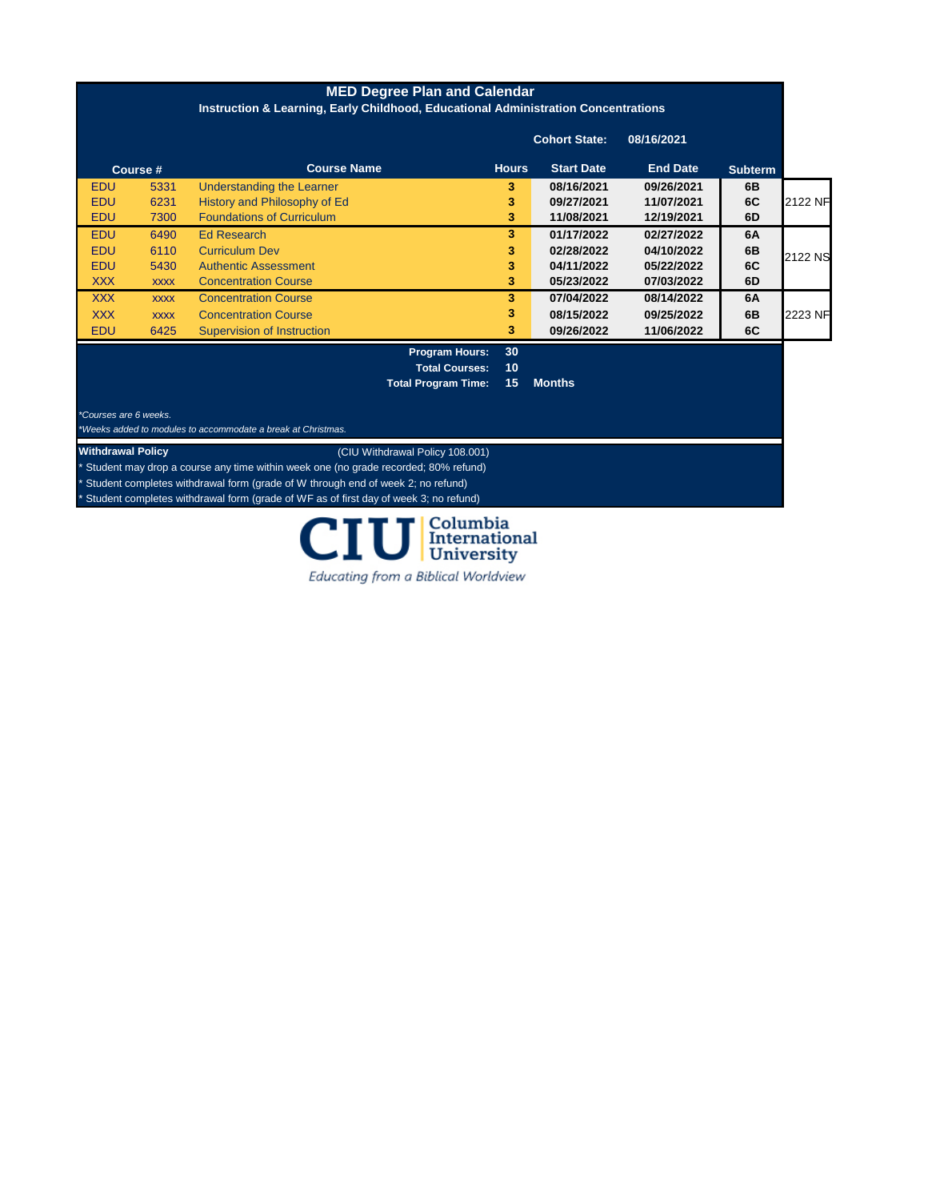# MED Degree Plan and Calendar

**Instruction & Learning, Early Childhood, Educational Administration Concentrations**

**Cohort State:** **08/16/2021**

| Course # | | Course Name | Hours | Start Date | End Date | Subterm | |
|---|---|---|---|---|---|---|---|
| EDU | 5331 | Understanding the Learner | 3 | 08/16/2021 | 09/26/2021 | 6B | 2122 NF |
| EDU | 6231 | History and Philosophy of Ed | 3 | 09/27/2021 | 11/07/2021 | 6C | |
| EDU | 7300 | Foundations of Curriculum | 3 | 11/08/2021 | 12/19/2021 | 6D | |
| EDU | 6490 | Ed Research | 3 | 01/17/2022 | 02/27/2022 | 6A | 2122 NS |
| EDU | 6110 | Curriculum Dev | 3 | 02/28/2022 | 04/10/2022 | 6B | |
| EDU | 5430 | Authentic Assessment | 3 | 04/11/2022 | 05/22/2022 | 6C | |
| XXX | xxxx | Concentration Course | 3 | 05/23/2022 | 07/03/2022 | 6D | |
| XXX | xxxx | Concentration Course | 3 | 07/04/2022 | 08/14/2022 | 6A | 2223 NF |
| XXX | xxxx | Concentration Course | 3 | 08/15/2022 | 09/25/2022 | 6B | |
| EDU | 6425 | Supervision of Instruction | 3 | 09/26/2022 | 11/06/2022 | 6C | |

**Program Hours:** 30
**Total Courses:** 10
**Total Program Time:** 15 **Months**

*\*Courses are 6 weeks.*
*\*Weeks added to modules to accommodate a break at Christmas.*

**Withdrawal Policy** (CIU Withdrawal Policy 108.001)

* Student may drop a course any time within week one (no grade recorded; 80% refund)
* Student completes withdrawal form (grade of W through end of week 2; no refund)
* Student completes withdrawal form (grade of WF as of first day of week 3; no refund)

CIU Columbia International University
Educating from a Biblical Worldview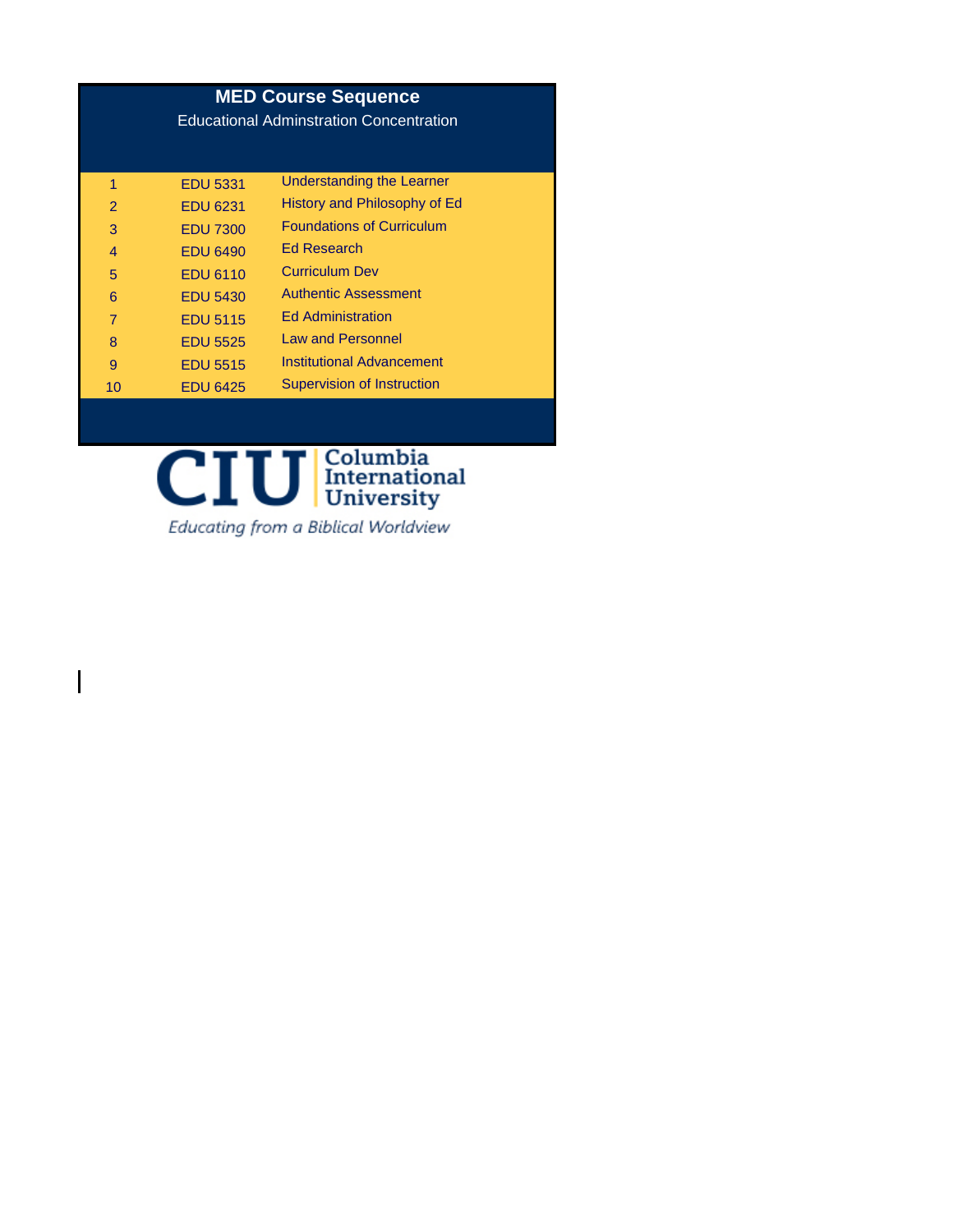## MED Course Sequence

Educational Adminstration Concentration

| # | Course | Title |
|---|---|---|
| 1 | EDU 5331 | Understanding the Learner |
| 2 | EDU 6231 | History and Philosophy of Ed |
| 3 | EDU 7300 | Foundations of Curriculum |
| 4 | EDU 6490 | Ed Research |
| 5 | EDU 6110 | Curriculum Dev |
| 6 | EDU 5430 | Authentic Assessment |
| 7 | EDU 5115 | Ed Administration |
| 8 | EDU 5525 | Law and Personnel |
| 9 | EDU 5515 | Institutional Advancement |
| 10 | EDU 6425 | Supervision of Instruction |

CIU Columbia International University

*Educating from a Biblical Worldview*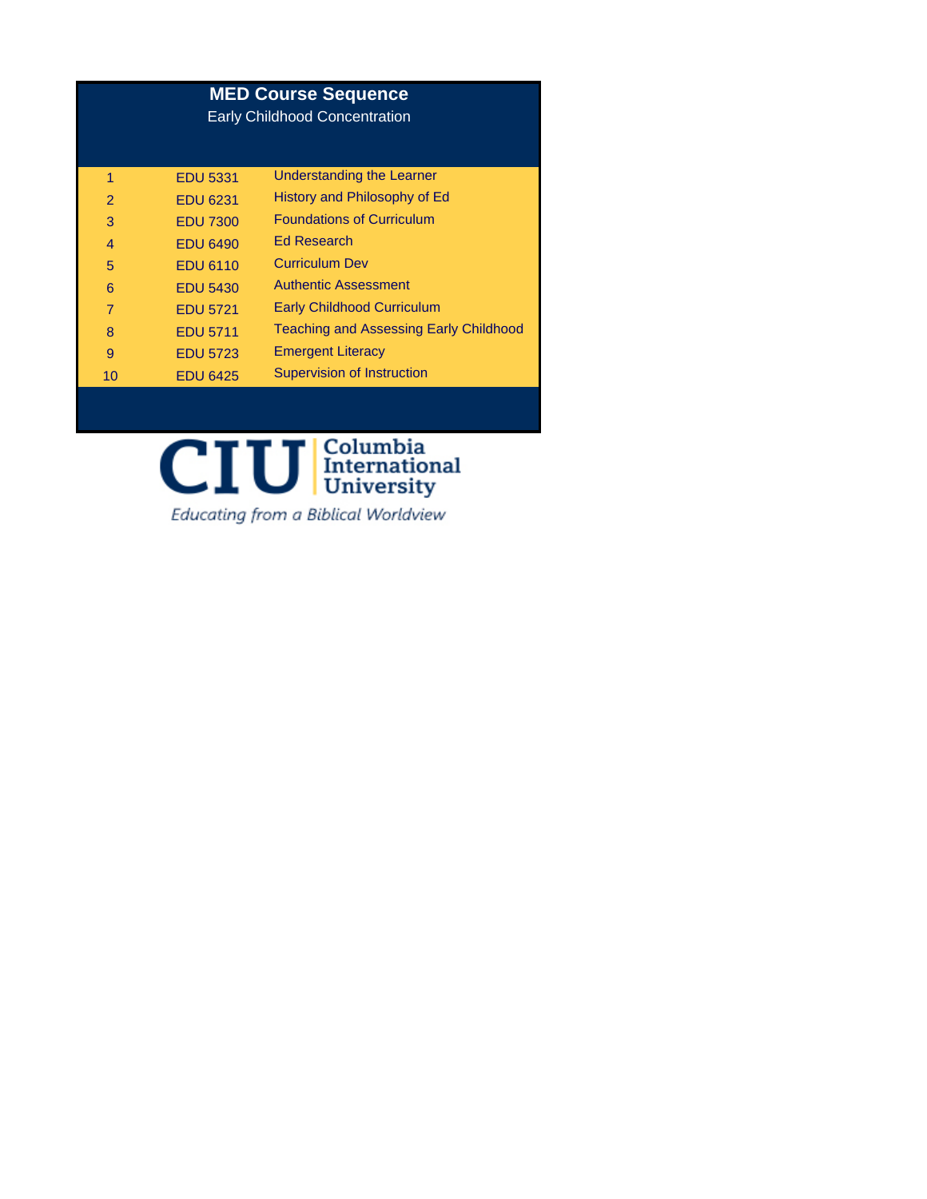# MED Course Sequence

Early Childhood Concentration

| | | |
|---|---|---|
| 1 | EDU 5331 | Understanding the Learner |
| 2 | EDU 6231 | History and Philosophy of Ed |
| 3 | EDU 7300 | Foundations of Curriculum |
| 4 | EDU 6490 | Ed Research |
| 5 | EDU 6110 | Curriculum Dev |
| 6 | EDU 5430 | Authentic Assessment |
| 7 | EDU 5721 | Early Childhood Curriculum |
| 8 | EDU 5711 | Teaching and Assessing Early Childhood |
| 9 | EDU 5723 | Emergent Literacy |
| 10 | EDU 6425 | Supervision of Instruction |

CIU Columbia International University

*Educating from a Biblical Worldview*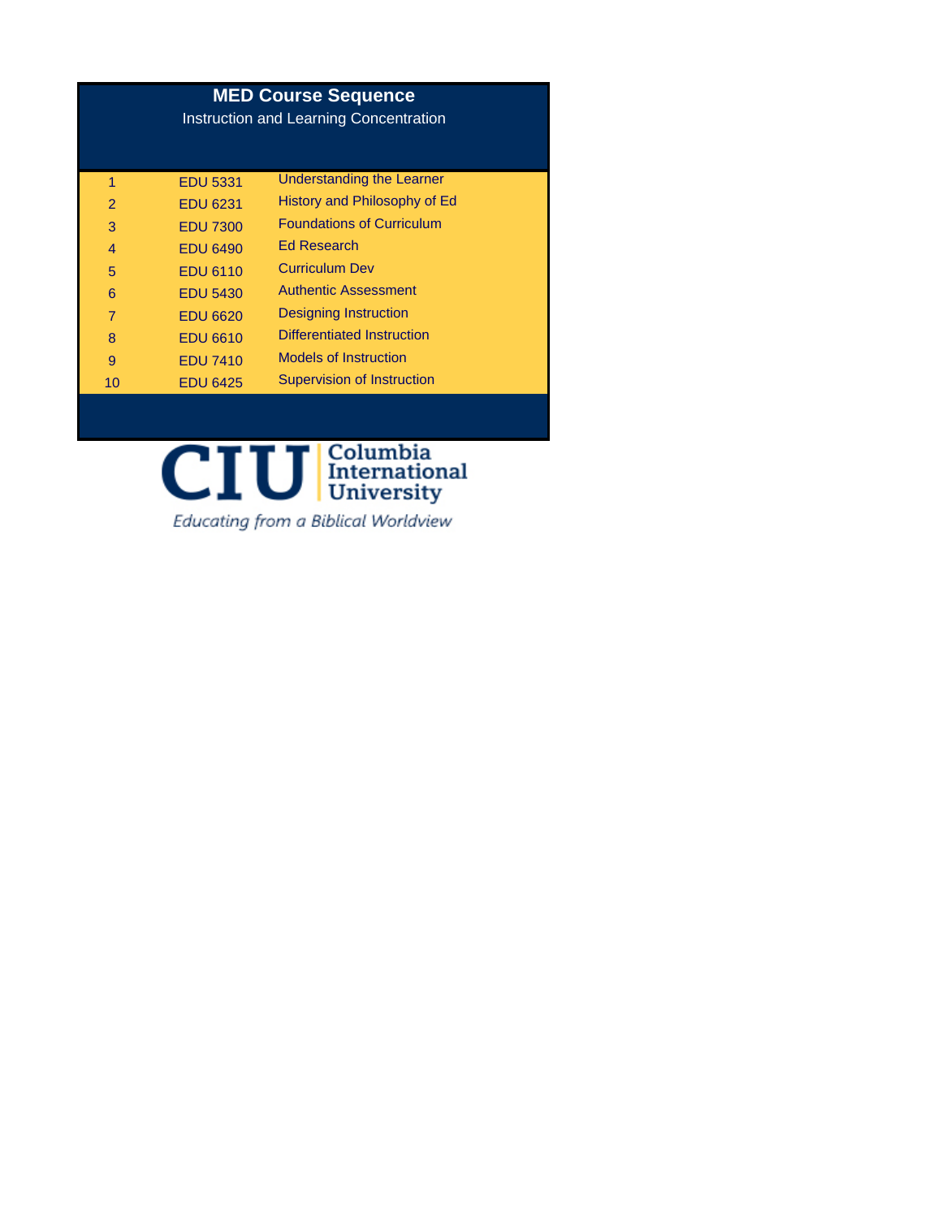**MED Course Sequence**

Instruction and Learning Concentration

| | | |
|---|---|---|
| 1 | EDU 5331 | Understanding the Learner |
| 2 | EDU 6231 | History and Philosophy of Ed |
| 3 | EDU 7300 | Foundations of Curriculum |
| 4 | EDU 6490 | Ed Research |
| 5 | EDU 6110 | Curriculum Dev |
| 6 | EDU 5430 | Authentic Assessment |
| 7 | EDU 6620 | Designing Instruction |
| 8 | EDU 6610 | Differentiated Instruction |
| 9 | EDU 7410 | Models of Instruction |
| 10 | EDU 6425 | Supervision of Instruction |

CIU Columbia International University

*Educating from a Biblical Worldview*